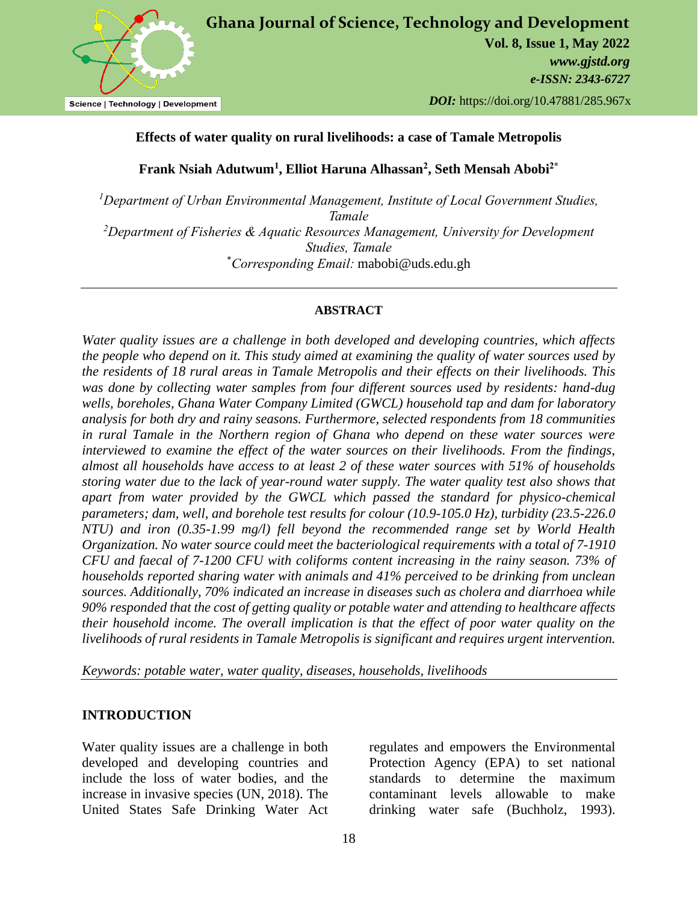# Effects of water quality on rural livelihoods: a case of Tamale Metropolis

**Frank Nsiah Adutwum[1], Elliot Haruna Alhassan[2], Seth Mensah Abobi[2*]**

*[1]Department of Urban Environmental Management, Institute of Local Government Studies, Tamale*

*[2]Department of Fisheries & Aquatic Resources Management, University for Development Studies, Tamale*

*[*]Corresponding Email:* mabobi@uds.edu.gh

## ABSTRACT

*Water quality issues are a challenge in both developed and developing countries, which affects the people who depend on it. This study aimed at examining the quality of water sources used by the residents of 18 rural areas in Tamale Metropolis and their effects on their livelihoods. This was done by collecting water samples from four different sources used by residents: hand-dug wells, boreholes, Ghana Water Company Limited (GWCL) household tap and dam for laboratory analysis for both dry and rainy seasons. Furthermore, selected respondents from 18 communities in rural Tamale in the Northern region of Ghana who depend on these water sources were interviewed to examine the effect of the water sources on their livelihoods. From the findings, almost all households have access to at least 2 of these water sources with 51% of households storing water due to the lack of year-round water supply. The water quality test also shows that apart from water provided by the GWCL which passed the standard for physico-chemical parameters; dam, well, and borehole test results for colour (10.9-105.0 Hz), turbidity (23.5-226.0 NTU) and iron (0.35-1.99 mg/l) fell beyond the recommended range set by World Health Organization. No water source could meet the bacteriological requirements with a total of 7-1910 CFU and faecal of 7-1200 CFU with coliforms content increasing in the rainy season. 73% of households reported sharing water with animals and 41% perceived to be drinking from unclean sources. Additionally, 70% indicated an increase in diseases such as cholera and diarrhoea while 90% responded that the cost of getting quality or potable water and attending to healthcare affects their household income. The overall implication is that the effect of poor water quality on the livelihoods of rural residents in Tamale Metropolis is significant and requires urgent intervention.*

*Keywords: potable water, water quality, diseases, households, livelihoods*

## INTRODUCTION

Water quality issues are a challenge in both developed and developing countries and include the loss of water bodies, and the increase in invasive species (UN, 2018). The United States Safe Drinking Water Act regulates and empowers the Environmental Protection Agency (EPA) to set national standards to determine the maximum contaminant levels allowable to make drinking water safe (Buchholz, 1993).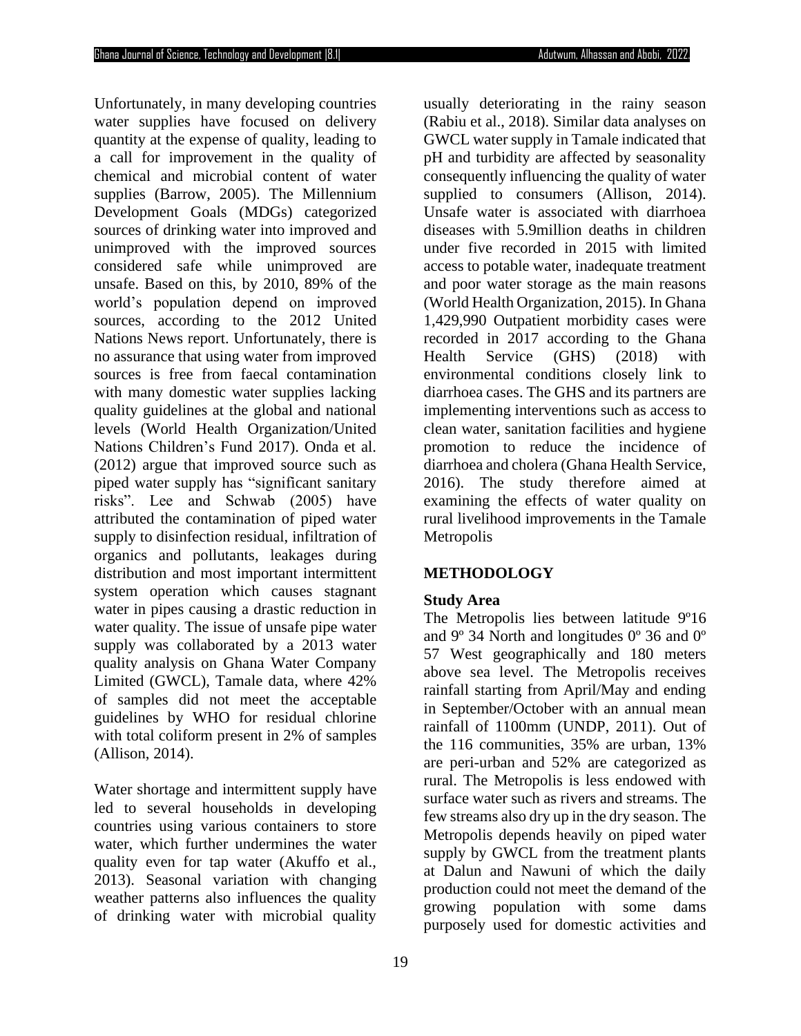Unfortunately, in many developing countries water supplies have focused on delivery quantity at the expense of quality, leading to a call for improvement in the quality of chemical and microbial content of water supplies (Barrow, 2005). The Millennium Development Goals (MDGs) categorized sources of drinking water into improved and unimproved with the improved sources considered safe while unimproved are unsafe. Based on this, by 2010, 89% of the world's population depend on improved sources, according to the 2012 United Nations News report. Unfortunately, there is no assurance that using water from improved sources is free from faecal contamination with many domestic water supplies lacking quality guidelines at the global and national levels (World Health Organization/United Nations Children's Fund 2017). Onda et al. (2012) argue that improved source such as piped water supply has "significant sanitary risks". Lee and Schwab (2005) have attributed the contamination of piped water supply to disinfection residual, infiltration of organics and pollutants, leakages during distribution and most important intermittent system operation which causes stagnant water in pipes causing a drastic reduction in water quality. The issue of unsafe pipe water supply was collaborated by a 2013 water quality analysis on Ghana Water Company Limited (GWCL), Tamale data, where 42% of samples did not meet the acceptable guidelines by WHO for residual chlorine with total coliform present in 2% of samples (Allison, 2014).

Water shortage and intermittent supply have led to several households in developing countries using various containers to store water, which further undermines the water quality even for tap water (Akuffo et al., 2013). Seasonal variation with changing weather patterns also influences the quality of drinking water with microbial quality usually deteriorating in the rainy season (Rabiu et al., 2018). Similar data analyses on GWCL water supply in Tamale indicated that pH and turbidity are affected by seasonality consequently influencing the quality of water supplied to consumers (Allison, 2014). Unsafe water is associated with diarrhoea diseases with 5.9million deaths in children under five recorded in 2015 with limited access to potable water, inadequate treatment and poor water storage as the main reasons (World Health Organization, 2015). In Ghana 1,429,990 Outpatient morbidity cases were recorded in 2017 according to the Ghana Health Service (GHS) (2018) with environmental conditions closely link to diarrhoea cases. The GHS and its partners are implementing interventions such as access to clean water, sanitation facilities and hygiene promotion to reduce the incidence of diarrhoea and cholera (Ghana Health Service, 2016). The study therefore aimed at examining the effects of water quality on rural livelihood improvements in the Tamale Metropolis

## METHODOLOGY

### Study Area

The Metropolis lies between latitude 9º16 and 9º 34 North and longitudes 0º 36 and 0º 57 West geographically and 180 meters above sea level. The Metropolis receives rainfall starting from April/May and ending in September/October with an annual mean rainfall of 1100mm (UNDP, 2011). Out of the 116 communities, 35% are urban, 13% are peri-urban and 52% are categorized as rural. The Metropolis is less endowed with surface water such as rivers and streams. The few streams also dry up in the dry season. The Metropolis depends heavily on piped water supply by GWCL from the treatment plants at Dalun and Nawuni of which the daily production could not meet the demand of the growing population with some dams purposely used for domestic activities and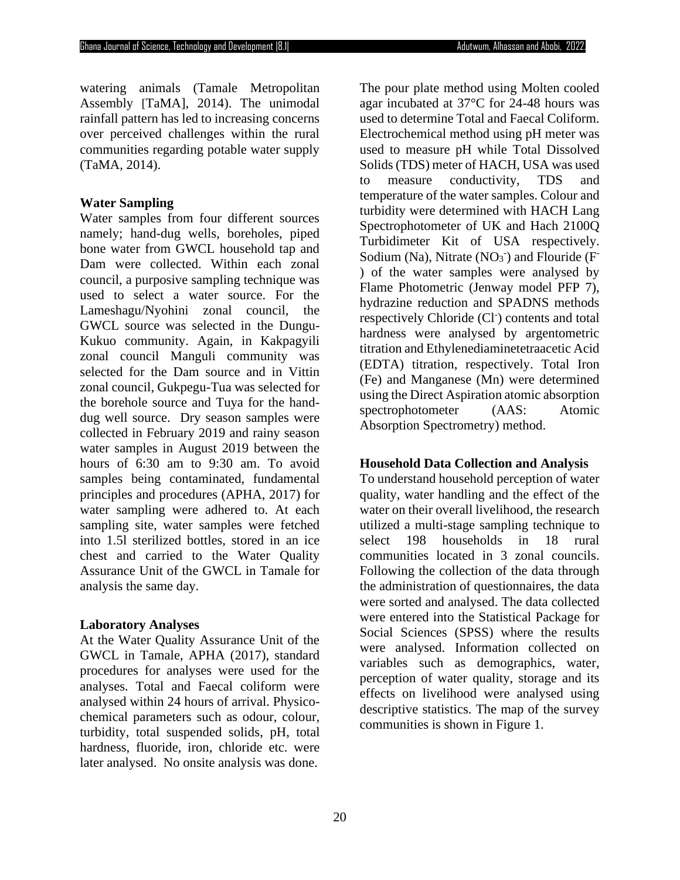watering animals (Tamale Metropolitan Assembly [TaMA], 2014). The unimodal rainfall pattern has led to increasing concerns over perceived challenges within the rural communities regarding potable water supply (TaMA, 2014).

**Water Sampling**

Water samples from four different sources namely; hand-dug wells, boreholes, piped bone water from GWCL household tap and Dam were collected. Within each zonal council, a purposive sampling technique was used to select a water source. For the Lameshagu/Nyohini zonal council, the GWCL source was selected in the Dungu-Kukuo community. Again, in Kakpagyili zonal council Manguli community was selected for the Dam source and in Vittin zonal council, Gukpegu-Tua was selected for the borehole source and Tuya for the hand-dug well source. Dry season samples were collected in February 2019 and rainy season water samples in August 2019 between the hours of 6:30 am to 9:30 am. To avoid samples being contaminated, fundamental principles and procedures (APHA, 2017) for water sampling were adhered to. At each sampling site, water samples were fetched into 1.5l sterilized bottles, stored in an ice chest and carried to the Water Quality Assurance Unit of the GWCL in Tamale for analysis the same day.

**Laboratory Analyses**

At the Water Quality Assurance Unit of the GWCL in Tamale, APHA (2017), standard procedures for analyses were used for the analyses. Total and Faecal coliform were analysed within 24 hours of arrival. Physico-chemical parameters such as odour, colour, turbidity, total suspended solids, pH, total hardness, fluoride, iron, chloride etc. were later analysed. No onsite analysis was done.

The pour plate method using Molten cooled agar incubated at 37°C for 24-48 hours was used to determine Total and Faecal Coliform. Electrochemical method using pH meter was used to measure pH while Total Dissolved Solids (TDS) meter of HACH, USA was used to measure conductivity, TDS and temperature of the water samples. Colour and turbidity were determined with HACH Lang Spectrophotometer of UK and Hach 2100Q Turbidimeter Kit of USA respectively. Sodium (Na), Nitrate ($NO_3^-$) and Flouride ($F^-$) of the water samples were analysed by Flame Photometric (Jenway model PFP 7), hydrazine reduction and SPADNS methods respectively Chloride ($Cl^-$) contents and total hardness were analysed by argentometric titration and Ethylenediaminetetraacetic Acid (EDTA) titration, respectively. Total Iron (Fe) and Manganese (Mn) were determined using the Direct Aspiration atomic absorption spectrophotometer (AAS: Atomic Absorption Spectrometry) method.

**Household Data Collection and Analysis**

To understand household perception of water quality, water handling and the effect of the water on their overall livelihood, the research utilized a multi-stage sampling technique to select 198 households in 18 rural communities located in 3 zonal councils. Following the collection of the data through the administration of questionnaires, the data were sorted and analysed. The data collected were entered into the Statistical Package for Social Sciences (SPSS) where the results were analysed. Information collected on variables such as demographics, water, perception of water quality, storage and its effects on livelihood were analysed using descriptive statistics. The map of the survey communities is shown in Figure 1.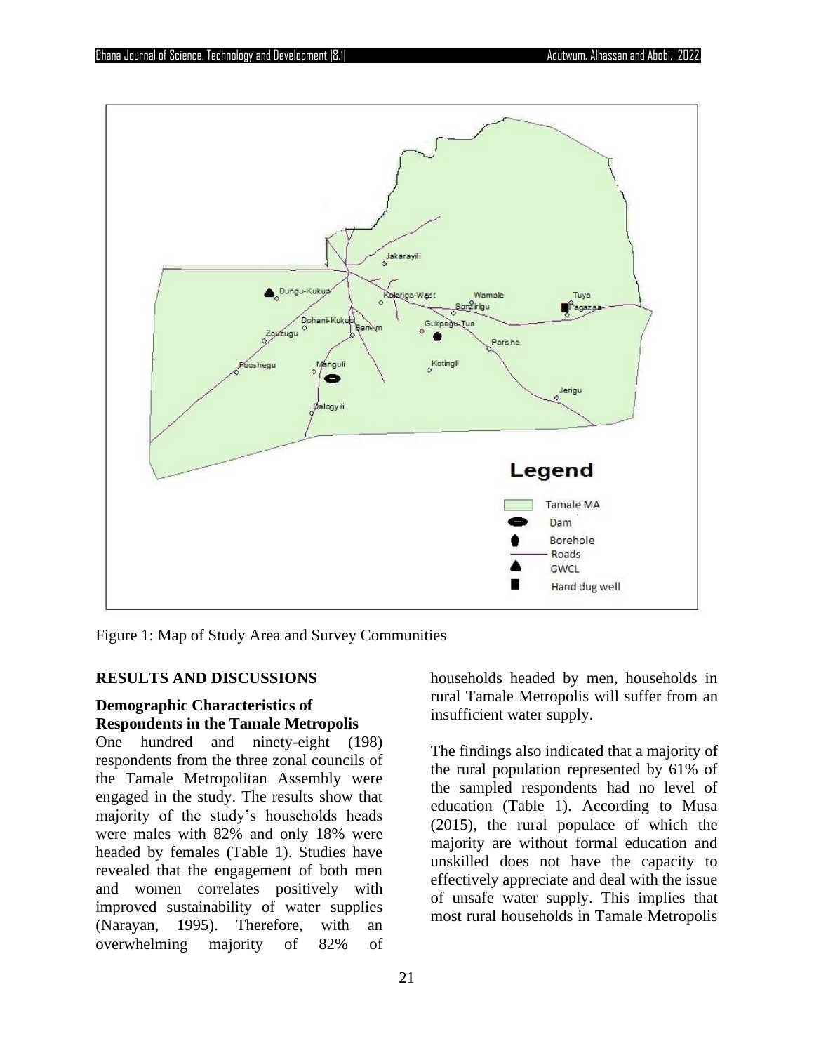Figure 1: Map of Study Area and Survey Communities

## RESULTS AND DISCUSSIONS

### Demographic Characteristics of Respondents in the Tamale Metropolis

One hundred and ninety-eight (198) respondents from the three zonal councils of the Tamale Metropolitan Assembly were engaged in the study. The results show that majority of the study's households heads were males with 82% and only 18% were headed by females (Table 1). Studies have revealed that the engagement of both men and women correlates positively with improved sustainability of water supplies (Narayan, 1995). Therefore, with an overwhelming majority of 82% of households headed by men, households in rural Tamale Metropolis will suffer from an insufficient water supply.

The findings also indicated that a majority of the rural population represented by 61% of the sampled respondents had no level of education (Table 1). According to Musa (2015), the rural populace of which the majority are without formal education and unskilled does not have the capacity to effectively appreciate and deal with the issue of unsafe water supply. This implies that most rural households in Tamale Metropolis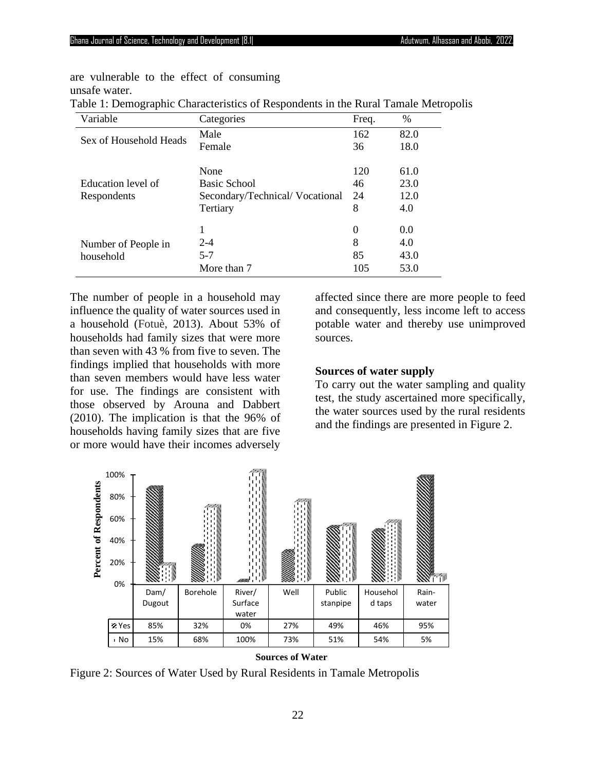are vulnerable to the effect of consuming unsafe water.

Table 1: Demographic Characteristics of Respondents in the Rural Tamale Metropolis

| Variable | Categories | Freq. | % |
|---|---|---|---|
| Sex of Household Heads | Male | 162 | 82.0 |
| | Female | 36 | 18.0 |
| Education level of Respondents | None | 120 | 61.0 |
| | Basic School | 46 | 23.0 |
| | Secondary/Technical/ Vocational | 24 | 12.0 |
| | Tertiary | 8 | 4.0 |
| Number of People in household | 1 | 0 | 0.0 |
| | 2-4 | 8 | 4.0 |
| | 5-7 | 85 | 43.0 |
| | More than 7 | 105 | 53.0 |

The number of people in a household may influence the quality of water sources used in a household (Fotuè, 2013). About 53% of households had family sizes that were more than seven with 43 % from five to seven. The findings implied that households with more than seven members would have less water for use. The findings are consistent with those observed by Arouna and Dabbert (2010). The implication is that the 96% of households having family sizes that are five or more would have their incomes adversely affected since there are more people to feed and consequently, less income left to access potable water and thereby use unimproved sources.

**Sources of water supply**

To carry out the water sampling and quality test, the study ascertained more specifically, the water sources used by the rural residents and the findings are presented in Figure 2.

| | Dam/ Dugout | Borehole | River/ Surface water | Well | Public stanpipe | Household taps | Rain-water |
|---|---|---|---|---|---|---|---|
| Yes | 85% | 32% | 0% | 27% | 49% | 46% | 95% |
| No | 15% | 68% | 100% | 73% | 51% | 54% | 5% |

Figure 2: Sources of Water Used by Rural Residents in Tamale Metropolis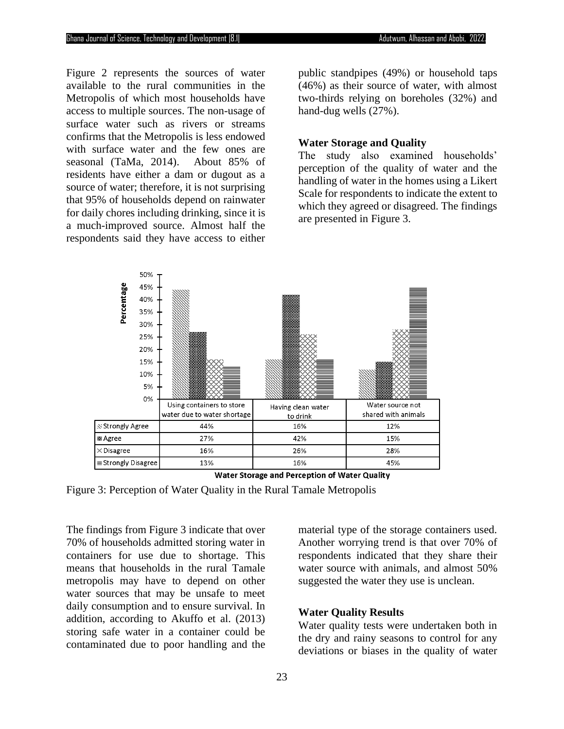Figure 2 represents the sources of water available to the rural communities in the Metropolis of which most households have access to multiple sources. The non-usage of surface water such as rivers or streams confirms that the Metropolis is less endowed with surface water and the few ones are seasonal (TaMa, 2014). About 85% of residents have either a dam or dugout as a source of water; therefore, it is not surprising that 95% of households depend on rainwater for daily chores including drinking, since it is a much-improved source. Almost half the respondents said they have access to either public standpipes (49%) or household taps (46%) as their source of water, with almost two-thirds relying on boreholes (32%) and hand-dug wells (27%).

### Water Storage and Quality

The study also examined households' perception of the quality of water and the handling of water in the homes using a Likert Scale for respondents to indicate the extent to which they agreed or disagreed. The findings are presented in Figure 3.

| | Using containers to store water due to water shortage | Having clean water to drink | Water source not shared with animals |
|---|---|---|---|
| Strongly Agree | 44% | 16% | 12% |
| Agree | 27% | 42% | 15% |
| Disagree | 16% | 26% | 28% |
| Strongly Disagree | 13% | 16% | 45% |

Water Storage and Perception of Water Quality

Figure 3: Perception of Water Quality in the Rural Tamale Metropolis

The findings from Figure 3 indicate that over 70% of households admitted storing water in containers for use due to shortage. This means that households in the rural Tamale metropolis may have to depend on other water sources that may be unsafe to meet daily consumption and to ensure survival. In addition, according to Akuffo et al. (2013) storing safe water in a container could be contaminated due to poor handling and the material type of the storage containers used. Another worrying trend is that over 70% of respondents indicated that they share their water source with animals, and almost 50% suggested the water they use is unclean.

### Water Quality Results

Water quality tests were undertaken both in the dry and rainy seasons to control for any deviations or biases in the quality of water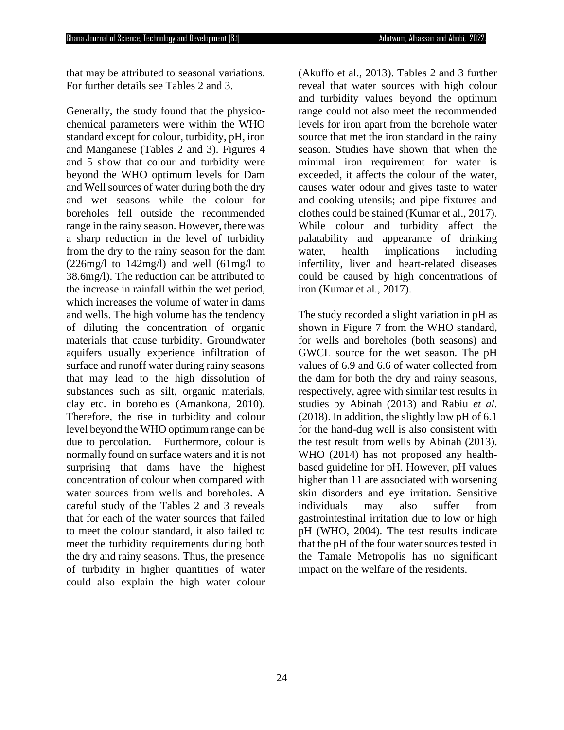that may be attributed to seasonal variations. For further details see Tables 2 and 3.

Generally, the study found that the physico-chemical parameters were within the WHO standard except for colour, turbidity, pH, iron and Manganese (Tables 2 and 3). Figures 4 and 5 show that colour and turbidity were beyond the WHO optimum levels for Dam and Well sources of water during both the dry and wet seasons while the colour for boreholes fell outside the recommended range in the rainy season. However, there was a sharp reduction in the level of turbidity from the dry to the rainy season for the dam (226mg/l to 142mg/l) and well (61mg/l to 38.6mg/l). The reduction can be attributed to the increase in rainfall within the wet period, which increases the volume of water in dams and wells. The high volume has the tendency of diluting the concentration of organic materials that cause turbidity. Groundwater aquifers usually experience infiltration of surface and runoff water during rainy seasons that may lead to the high dissolution of substances such as silt, organic materials, clay etc. in boreholes (Amankona, 2010). Therefore, the rise in turbidity and colour level beyond the WHO optimum range can be due to percolation. Furthermore, colour is normally found on surface waters and it is not surprising that dams have the highest concentration of colour when compared with water sources from wells and boreholes. A careful study of the Tables 2 and 3 reveals that for each of the water sources that failed to meet the colour standard, it also failed to meet the turbidity requirements during both the dry and rainy seasons. Thus, the presence of turbidity in higher quantities of water could also explain the high water colour (Akuffo et al., 2013). Tables 2 and 3 further reveal that water sources with high colour and turbidity values beyond the optimum range could not also meet the recommended levels for iron apart from the borehole water source that met the iron standard in the rainy season. Studies have shown that when the minimal iron requirement for water is exceeded, it affects the colour of the water, causes water odour and gives taste to water and cooking utensils; and pipe fixtures and clothes could be stained (Kumar et al., 2017). While colour and turbidity affect the palatability and appearance of drinking water, health implications including infertility, liver and heart-related diseases could be caused by high concentrations of iron (Kumar et al., 2017).

The study recorded a slight variation in pH as shown in Figure 7 from the WHO standard, for wells and boreholes (both seasons) and GWCL source for the wet season. The pH values of 6.9 and 6.6 of water collected from the dam for both the dry and rainy seasons, respectively, agree with similar test results in studies by Abinah (2013) and Rabiu *et al.* (2018). In addition, the slightly low pH of 6.1 for the hand-dug well is also consistent with the test result from wells by Abinah (2013). WHO (2014) has not proposed any health-based guideline for pH. However, pH values higher than 11 are associated with worsening skin disorders and eye irritation. Sensitive individuals may also suffer from gastrointestinal irritation due to low or high pH (WHO, 2004). The test results indicate that the pH of the four water sources tested in the Tamale Metropolis has no significant impact on the welfare of the residents.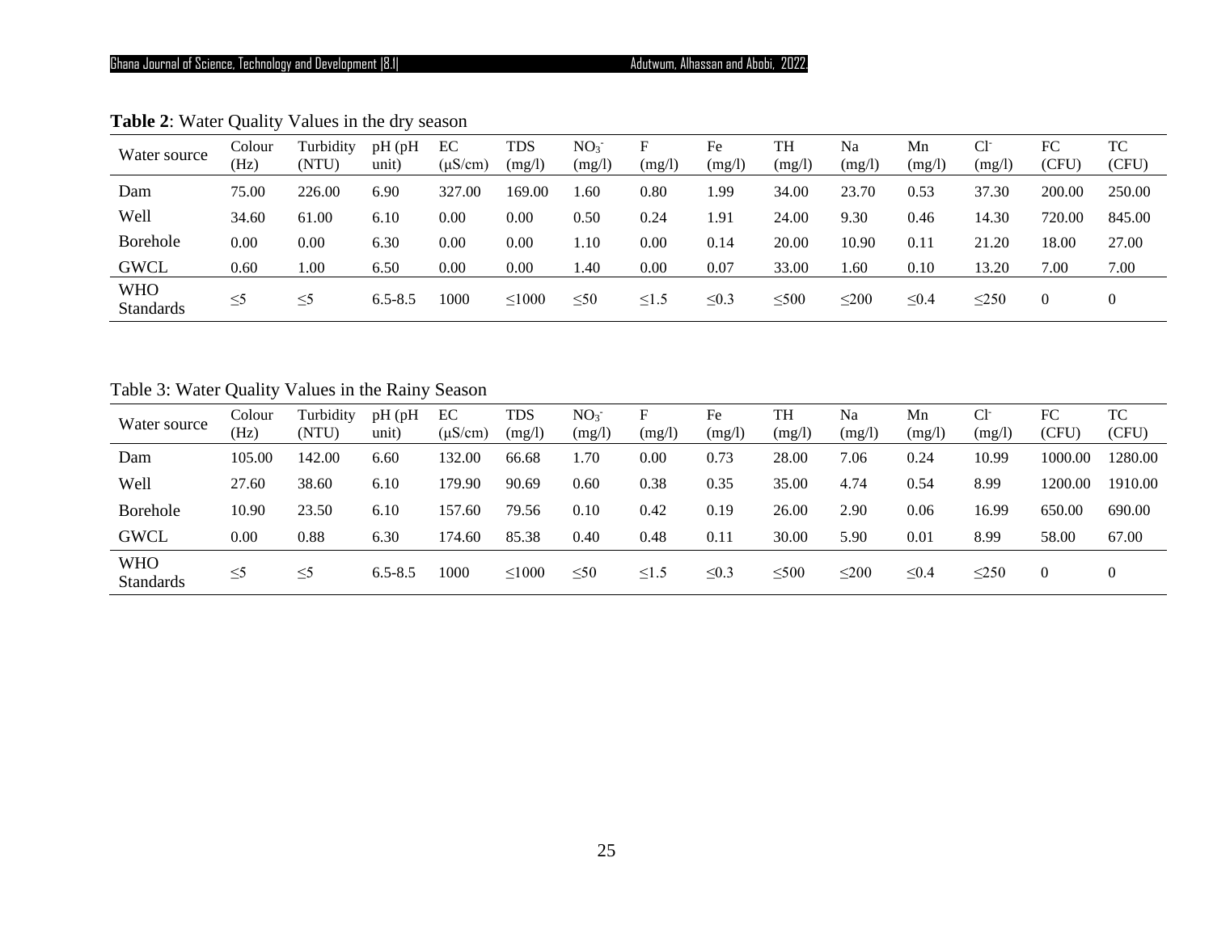**Table 2**: Water Quality Values in the dry season

| Water source | Colour (Hz) | Turbidity (NTU) | pH (pH unit) | EC (μS/cm) | TDS (mg/l) | $NO_3^-$ (mg/l) | F (mg/l) | Fe (mg/l) | TH (mg/l) | Na (mg/l) | Mn (mg/l) | $Cl^-$ (mg/l) | FC (CFU) | TC (CFU) |
|---|---|---|---|---|---|---|---|---|---|---|---|---|---|---|
| Dam | 75.00 | 226.00 | 6.90 | 327.00 | 169.00 | 1.60 | 0.80 | 1.99 | 34.00 | 23.70 | 0.53 | 37.30 | 200.00 | 250.00 |
| Well | 34.60 | 61.00 | 6.10 | 0.00 | 0.00 | 0.50 | 0.24 | 1.91 | 24.00 | 9.30 | 0.46 | 14.30 | 720.00 | 845.00 |
| Borehole | 0.00 | 0.00 | 6.30 | 0.00 | 0.00 | 1.10 | 0.00 | 0.14 | 20.00 | 10.90 | 0.11 | 21.20 | 18.00 | 27.00 |
| GWCL | 0.60 | 1.00 | 6.50 | 0.00 | 0.00 | 1.40 | 0.00 | 0.07 | 33.00 | 1.60 | 0.10 | 13.20 | 7.00 | 7.00 |
| WHO Standards | ≤5 | ≤5 | 6.5-8.5 | 1000 | ≤1000 | ≤50 | ≤1.5 | ≤0.3 | ≤500 | ≤200 | ≤0.4 | ≤250 | 0 | 0 |

Table 3: Water Quality Values in the Rainy Season

| Water source | Colour (Hz) | Turbidity (NTU) | pH (pH unit) | EC (μS/cm) | TDS (mg/l) | $NO_3^-$ (mg/l) | F (mg/l) | Fe (mg/l) | TH (mg/l) | Na (mg/l) | Mn (mg/l) | $Cl^-$ (mg/l) | FC (CFU) | TC (CFU) |
|---|---|---|---|---|---|---|---|---|---|---|---|---|---|---|
| Dam | 105.00 | 142.00 | 6.60 | 132.00 | 66.68 | 1.70 | 0.00 | 0.73 | 28.00 | 7.06 | 0.24 | 10.99 | 1000.00 | 1280.00 |
| Well | 27.60 | 38.60 | 6.10 | 179.90 | 90.69 | 0.60 | 0.38 | 0.35 | 35.00 | 4.74 | 0.54 | 8.99 | 1200.00 | 1910.00 |
| Borehole | 10.90 | 23.50 | 6.10 | 157.60 | 79.56 | 0.10 | 0.42 | 0.19 | 26.00 | 2.90 | 0.06 | 16.99 | 650.00 | 690.00 |
| GWCL | 0.00 | 0.88 | 6.30 | 174.60 | 85.38 | 0.40 | 0.48 | 0.11 | 30.00 | 5.90 | 0.01 | 8.99 | 58.00 | 67.00 |
| WHO Standards | ≤5 | ≤5 | 6.5-8.5 | 1000 | ≤1000 | ≤50 | ≤1.5 | ≤0.3 | ≤500 | ≤200 | ≤0.4 | ≤250 | 0 | 0 |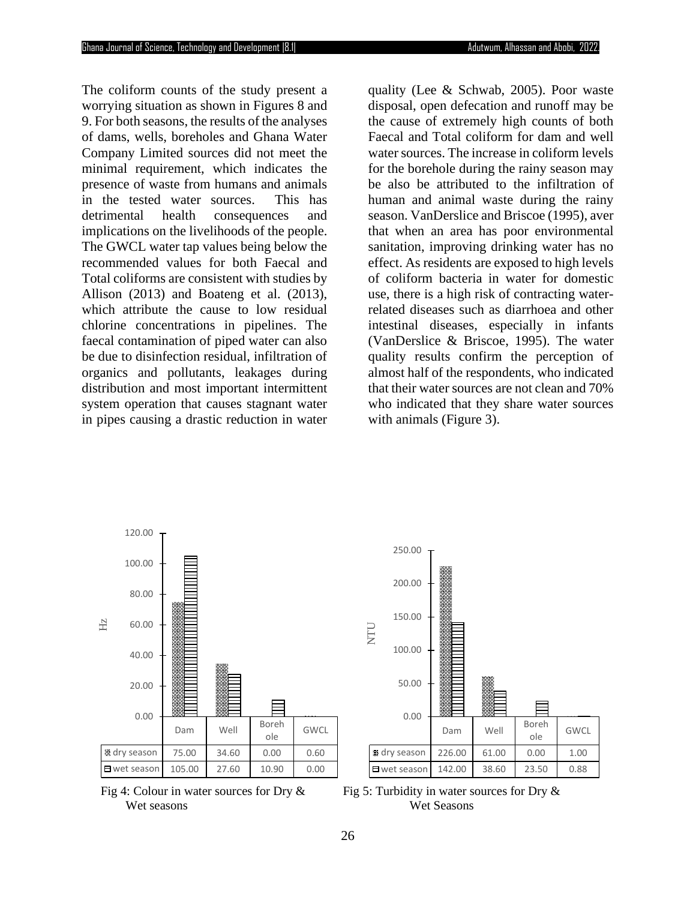The coliform counts of the study present a worrying situation as shown in Figures 8 and 9. For both seasons, the results of the analyses of dams, wells, boreholes and Ghana Water Company Limited sources did not meet the minimal requirement, which indicates the presence of waste from humans and animals in the tested water sources. This has detrimental health consequences and implications on the livelihoods of the people. The GWCL water tap values being below the recommended values for both Faecal and Total coliforms are consistent with studies by Allison (2013) and Boateng et al. (2013), which attribute the cause to low residual chlorine concentrations in pipelines. The faecal contamination of piped water can also be due to disinfection residual, infiltration of organics and pollutants, leakages during distribution and most important intermittent system operation that causes stagnant water in pipes causing a drastic reduction in water quality (Lee & Schwab, 2005). Poor waste disposal, open defecation and runoff may be the cause of extremely high counts of both Faecal and Total coliform for dam and well water sources. The increase in coliform levels for the borehole during the rainy season may be also be attributed to the infiltration of human and animal waste during the rainy season. VanDerslice and Briscoe (1995), aver that when an area has poor environmental sanitation, improving drinking water has no effect. As residents are exposed to high levels of coliform bacteria in water for domestic use, there is a high risk of contracting water-related diseases such as diarrhoea and other intestinal diseases, especially in infants (VanDerslice & Briscoe, 1995). The water quality results confirm the perception of almost half of the respondents, who indicated that their water sources are not clean and 70% who indicated that they share water sources with animals (Figure 3).

| Hz | Dam | Well | Borehole | GWCL |
|---|---|---|---|---|
| dry season | 75.00 | 34.60 | 0.00 | 0.60 |
| wet season | 105.00 | 27.60 | 10.90 | 0.00 |

Fig 4: Colour in water sources for Dry & Wet seasons

| NTU | Dam | Well | Borehole | GWCL |
|---|---|---|---|---|
| dry season | 226.00 | 61.00 | 0.00 | 1.00 |
| wet season | 142.00 | 38.60 | 23.50 | 0.88 |

Fig 5: Turbidity in water sources for Dry & Wet Seasons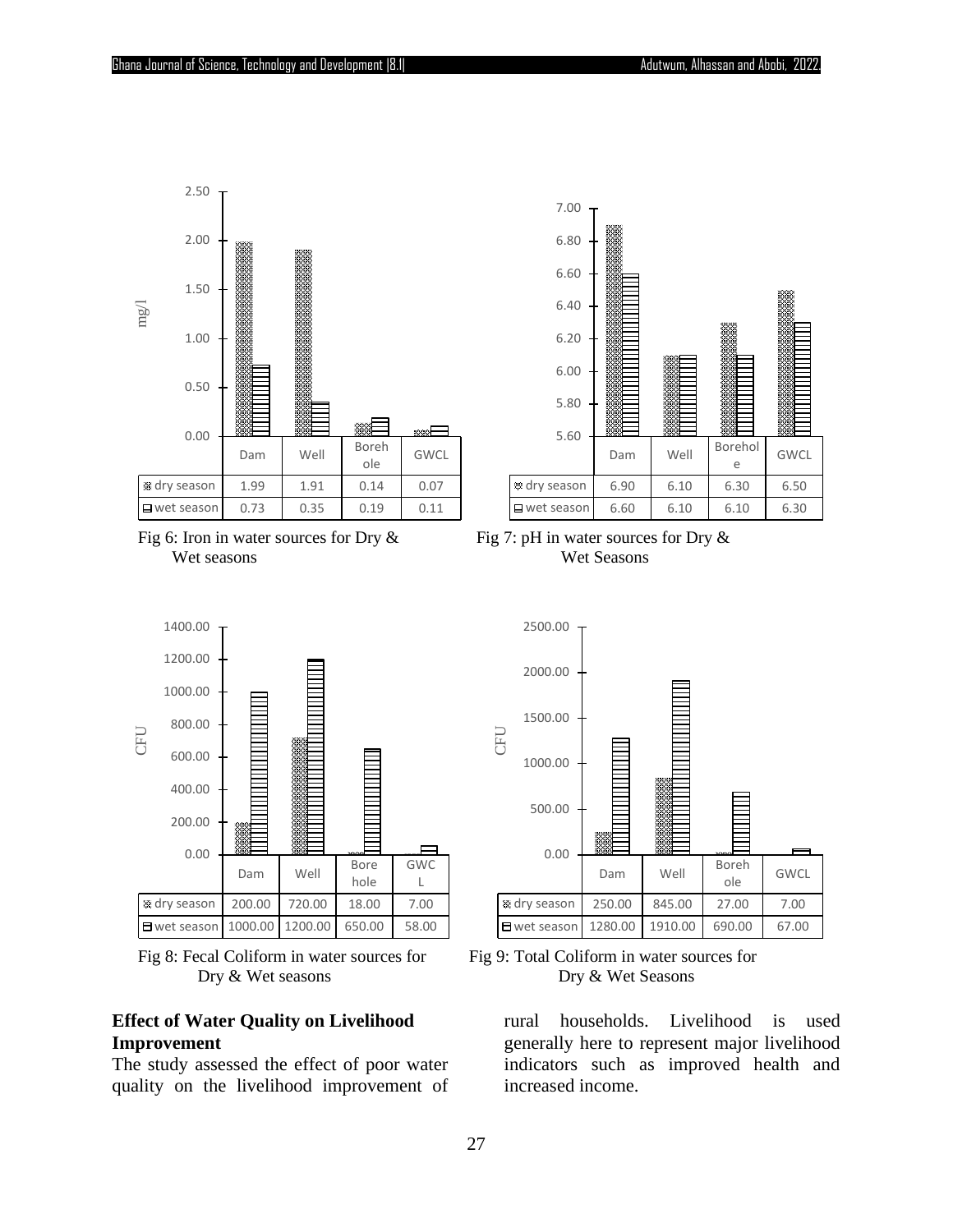| | Dam | Well | Borehole | GWCL |
|---|---|---|---|---|
| dry season | 1.99 | 1.91 | 0.14 | 0.07 |
| wet season | 0.73 | 0.35 | 0.19 | 0.11 |

Fig 6: Iron in water sources for Dry & Wet seasons

| | Dam | Well | Borehole | GWCL |
|---|---|---|---|---|
| dry season | 6.90 | 6.10 | 6.30 | 6.50 |
| wet season | 6.60 | 6.10 | 6.10 | 6.30 |

Fig 7: pH in water sources for Dry & Wet Seasons

| | Dam | Well | Borehole | GWCL |
|---|---|---|---|---|
| dry season | 200.00 | 720.00 | 18.00 | 7.00 |
| wet season | 1000.00 | 1200.00 | 650.00 | 58.00 |

Fig 8: Fecal Coliform in water sources for Dry & Wet seasons

| | Dam | Well | Borehole | GWCL |
|---|---|---|---|---|
| dry season | 250.00 | 845.00 | 27.00 | 7.00 |
| wet season | 1280.00 | 1910.00 | 690.00 | 67.00 |

Fig 9: Total Coliform in water sources for Dry & Wet Seasons

**Effect of Water Quality on Livelihood Improvement**

The study assessed the effect of poor water quality on the livelihood improvement of rural households. Livelihood is used generally here to represent major livelihood indicators such as improved health and increased income.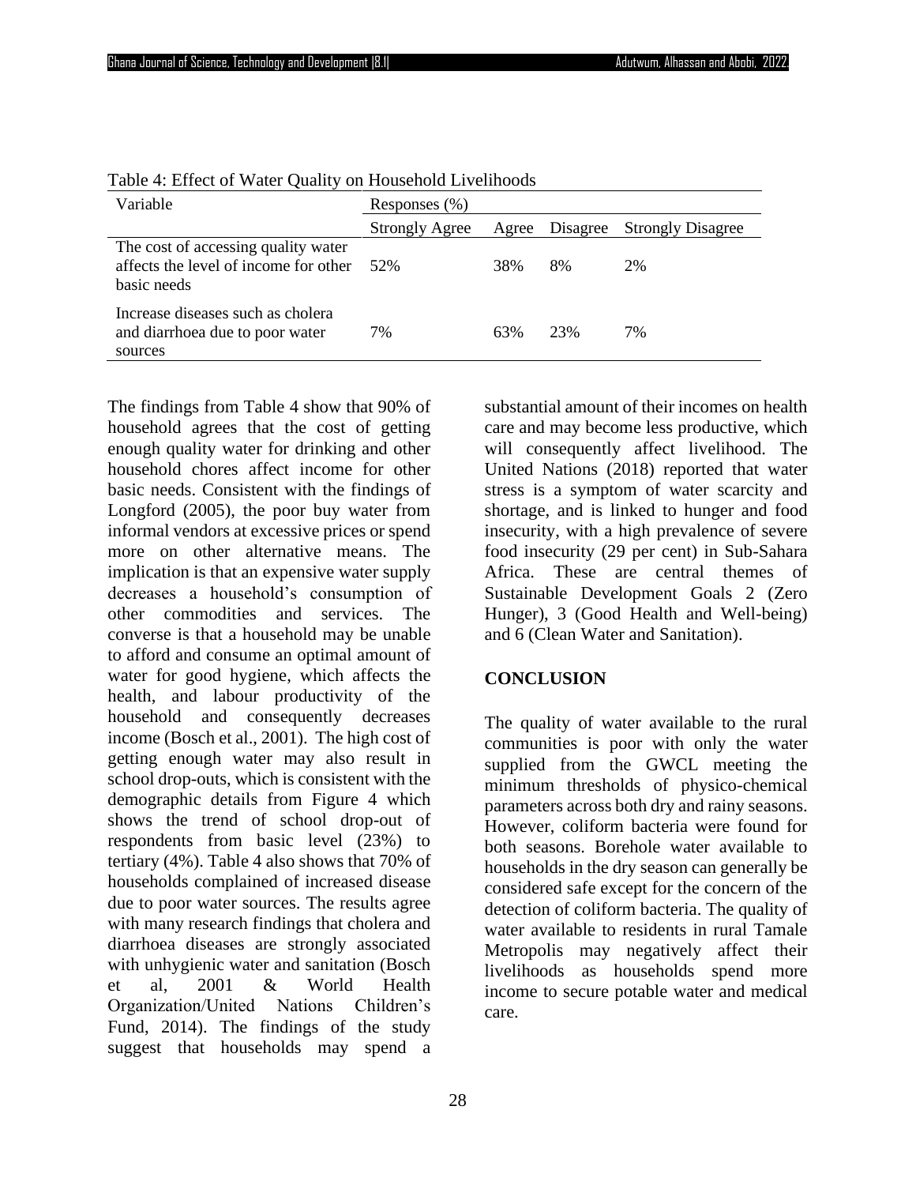Table 4: Effect of Water Quality on Household Livelihoods

| Variable | Responses (%) | | | |
|---|---|---|---|---|
| | Strongly Agree | Agree | Disagree | Strongly Disagree |
| The cost of accessing quality water affects the level of income for other basic needs | 52% | 38% | 8% | 2% |
| Increase diseases such as cholera and diarrhoea due to poor water sources | 7% | 63% | 23% | 7% |

The findings from Table 4 show that 90% of household agrees that the cost of getting enough quality water for drinking and other household chores affect income for other basic needs. Consistent with the findings of Longford (2005), the poor buy water from informal vendors at excessive prices or spend more on other alternative means. The implication is that an expensive water supply decreases a household's consumption of other commodities and services. The converse is that a household may be unable to afford and consume an optimal amount of water for good hygiene, which affects the health, and labour productivity of the household and consequently decreases income (Bosch et al., 2001). The high cost of getting enough water may also result in school drop-outs, which is consistent with the demographic details from Figure 4 which shows the trend of school drop-out of respondents from basic level (23%) to tertiary (4%). Table 4 also shows that 70% of households complained of increased disease due to poor water sources. The results agree with many research findings that cholera and diarrhoea diseases are strongly associated with unhygienic water and sanitation (Bosch et al, 2001 & World Health Organization/United Nations Children's Fund, 2014). The findings of the study suggest that households may spend a substantial amount of their incomes on health care and may become less productive, which will consequently affect livelihood. The United Nations (2018) reported that water stress is a symptom of water scarcity and shortage, and is linked to hunger and food insecurity, with a high prevalence of severe food insecurity (29 per cent) in Sub-Sahara Africa. These are central themes of Sustainable Development Goals 2 (Zero Hunger), 3 (Good Health and Well-being) and 6 (Clean Water and Sanitation).

## CONCLUSION

The quality of water available to the rural communities is poor with only the water supplied from the GWCL meeting the minimum thresholds of physico-chemical parameters across both dry and rainy seasons. However, coliform bacteria were found for both seasons. Borehole water available to households in the dry season can generally be considered safe except for the concern of the detection of coliform bacteria. The quality of water available to residents in rural Tamale Metropolis may negatively affect their livelihoods as households spend more income to secure potable water and medical care.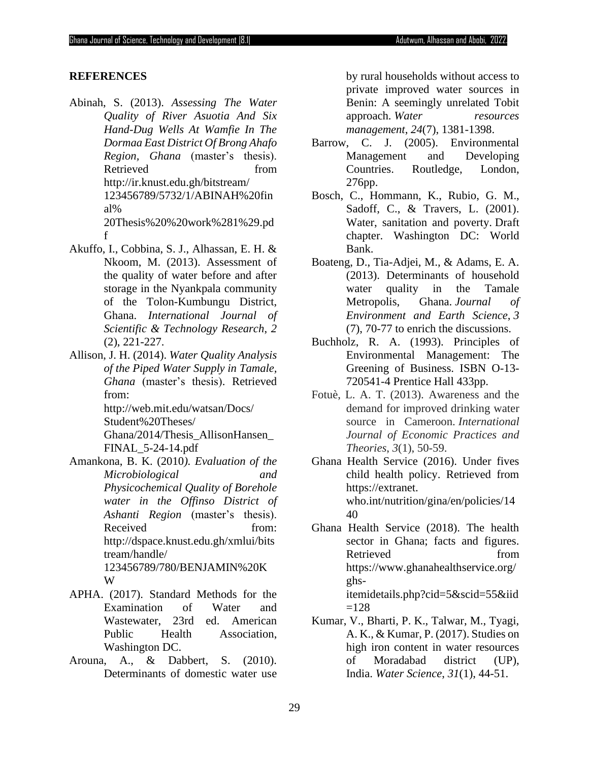## REFERENCES

Abinah, S. (2013). *Assessing The Water Quality of River Asuotia And Six Hand-Dug Wells At Wamfie In The Dormaa East District Of Brong Ahafo Region, Ghana* (master's thesis). Retrieved from http://ir.knust.edu.gh/bitstream/ 123456789/5732/1/ABINAH%20final% 20Thesis%20%20work%281%29.pdf

Akuffo, I., Cobbina, S. J., Alhassan, E. H. & Nkoom, M. (2013). Assessment of the quality of water before and after storage in the Nyankpala community of the Tolon-Kumbungu District, Ghana. *International Journal of Scientific & Technology Research*, *2* (2), 221-227.

Allison, J. H. (2014). *Water Quality Analysis of the Piped Water Supply in Tamale, Ghana* (master's thesis). Retrieved from: http://web.mit.edu/watsan/Docs/ Student%20Theses/ Ghana/2014/Thesis_AllisonHansen_ FINAL_5-24-14.pdf

Amankona, B. K. (2010*). Evaluation of the Microbiological and Physicochemical Quality of Borehole water in the Offinso District of Ashanti Region* (master's thesis). Received from: http://dspace.knust.edu.gh/xmlui/bitstream/handle/ 123456789/780/BENJAMIN%20KW

APHA. (2017). Standard Methods for the Examination of Water and Wastewater, 23rd ed. American Public Health Association, Washington DC.

Arouna, A., & Dabbert, S. (2010). Determinants of domestic water use by rural households without access to private improved water sources in Benin: A seemingly unrelated Tobit approach. *Water resources management*, *24*(7), 1381-1398.

Barrow, C. J. (2005). Environmental Management and Developing Countries. Routledge, London, 276pp.

Bosch, C., Hommann, K., Rubio, G. M., Sadoff, C., & Travers, L. (2001). Water, sanitation and poverty. Draft chapter. Washington DC: World Bank.

Boateng, D., Tia-Adjei, M., & Adams, E. A. (2013). Determinants of household water quality in the Tamale Metropolis, Ghana. *Journal of Environment and Earth Science*, *3* (7), 70-77 to enrich the discussions.

Buchholz, R. A. (1993). Principles of Environmental Management: The Greening of Business. ISBN O-13-720541-4 Prentice Hall 433pp.

Fotuè, L. A. T. (2013). Awareness and the demand for improved drinking water source in Cameroon. *International Journal of Economic Practices and Theories*, *3*(1), 50-59.

Ghana Health Service (2016). Under fives child health policy. Retrieved from https://extranet. who.int/nutrition/gina/en/policies/1440

Ghana Health Service (2018). The health sector in Ghana; facts and figures. Retrieved from https://www.ghanahealthservice.org/ghs-itemidetails.php?cid=5&scid=55&iid=128

Kumar, V., Bharti, P. K., Talwar, M., Tyagi, A. K., & Kumar, P. (2017). Studies on high iron content in water resources of Moradabad district (UP), India. *Water Science*, *31*(1), 44-51.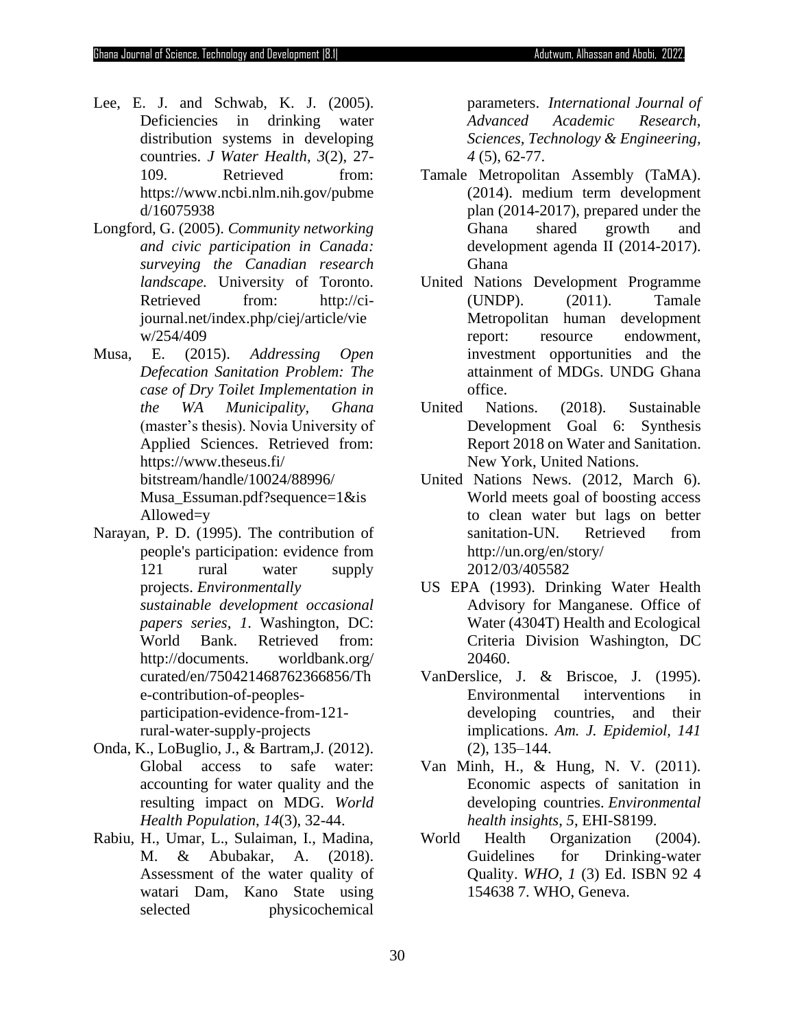Lee, E. J. and Schwab, K. J. (2005). Deficiencies in drinking water distribution systems in developing countries. *J Water Health*, *3*(2), 27-109. Retrieved from: https://www.ncbi.nlm.nih.gov/pubmed/16075938

Longford, G. (2005). *Community networking and civic participation in Canada: surveying the Canadian research landscape.* University of Toronto. Retrieved from: http://ci-journal.net/index.php/ciej/article/view/254/409

Musa, E. (2015). *Addressing Open Defecation Sanitation Problem: The case of Dry Toilet Implementation in the WA Municipality, Ghana* (master's thesis). Novia University of Applied Sciences. Retrieved from: https://www.theseus.fi/bitstream/handle/10024/88996/Musa_Essuman.pdf?sequence=1&isAllowed=y

Narayan, P. D. (1995). The contribution of people's participation: evidence from 121 rural water supply projects. *Environmentally sustainable development occasional papers series*, *1*. Washington, DC: World Bank. Retrieved from: http://documents. worldbank.org/curated/en/750421468762366856/The-contribution-of-peoples-participation-evidence-from-121-rural-water-supply-projects

Onda, K., LoBuglio, J., & Bartram,J. (2012). Global access to safe water: accounting for water quality and the resulting impact on MDG. *World Health Population*, *14*(3), 32-44.

Rabiu, H., Umar, L., Sulaiman, I., Madina, M. & Abubakar, A. (2018). Assessment of the water quality of watari Dam, Kano State using selected physicochemical parameters. *International Journal of Advanced Academic Research, Sciences, Technology & Engineering, 4* (5), 62-77.

Tamale Metropolitan Assembly (TaMA). (2014). medium term development plan (2014-2017), prepared under the Ghana shared growth and development agenda II (2014-2017). Ghana

United Nations Development Programme (UNDP). (2011). Tamale Metropolitan human development report: resource endowment, investment opportunities and the attainment of MDGs. UNDG Ghana office.

United Nations. (2018). Sustainable Development Goal 6: Synthesis Report 2018 on Water and Sanitation. New York, United Nations.

United Nations News. (2012, March 6). World meets goal of boosting access to clean water but lags on better sanitation-UN. Retrieved from http://un.org/en/story/2012/03/405582

US EPA (1993). Drinking Water Health Advisory for Manganese. Office of Water (4304T) Health and Ecological Criteria Division Washington, DC 20460.

VanDerslice, J. & Briscoe, J. (1995). Environmental interventions in developing countries, and their implications. *Am. J. Epidemiol*, *141* (2), 135–144.

Van Minh, H., & Hung, N. V. (2011). Economic aspects of sanitation in developing countries. *Environmental health insights*, *5*, EHI-S8199.

World Health Organization (2004). Guidelines for Drinking-water Quality. *WHO, 1* (3) Ed. ISBN 92 4 154638 7. WHO, Geneva.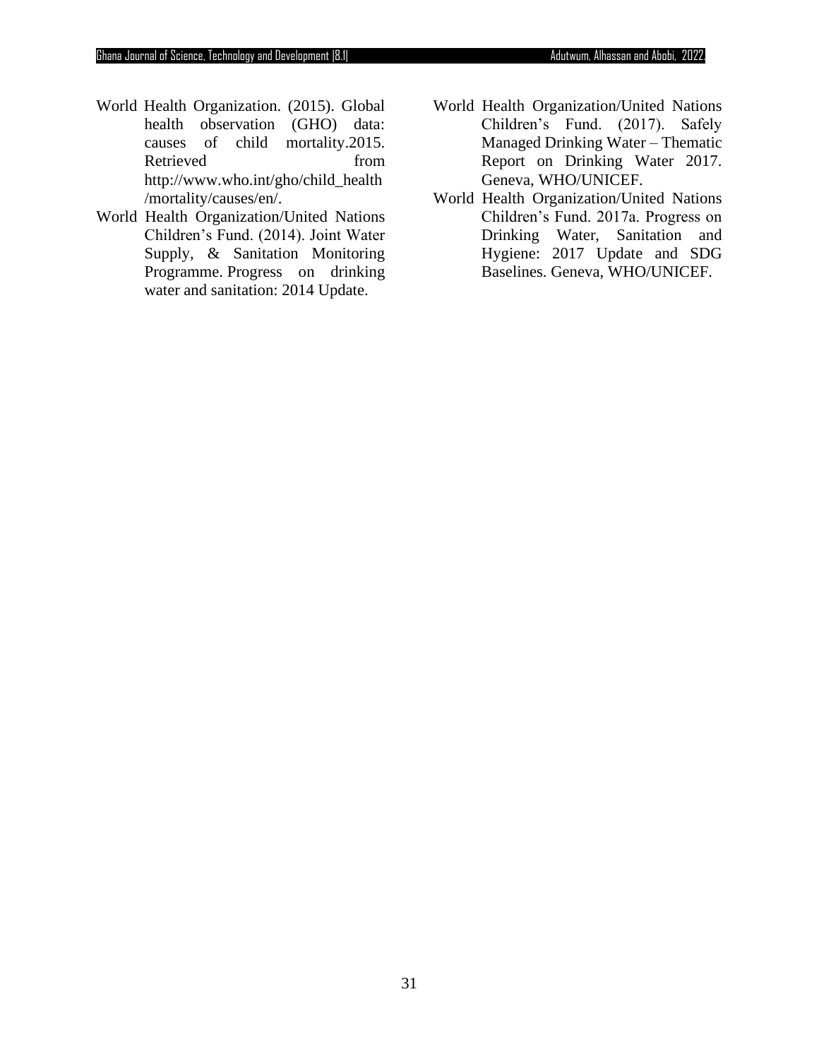World Health Organization. (2015). Global health observation (GHO) data: causes of child mortality.2015. Retrieved from http://www.who.int/gho/child_health/mortality/causes/en/.

World Health Organization/United Nations Children's Fund. (2014). Joint Water Supply, & Sanitation Monitoring Programme. Progress on drinking water and sanitation: 2014 Update.

World Health Organization/United Nations Children's Fund. (2017). Safely Managed Drinking Water – Thematic Report on Drinking Water 2017. Geneva, WHO/UNICEF.

World Health Organization/United Nations Children's Fund. 2017a. Progress on Drinking Water, Sanitation and Hygiene: 2017 Update and SDG Baselines. Geneva, WHO/UNICEF.